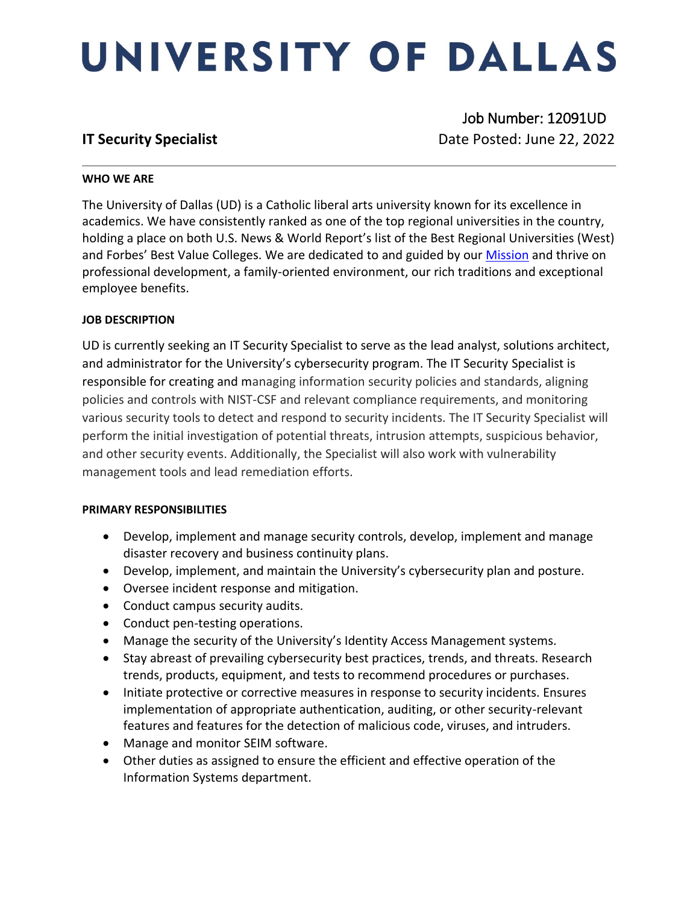# UNIVERSITY OF DALLAS

**IT Security Specialist**

Job Number: 12091UD
Date Posted: June 22, 2022

---

**WHO WE ARE**

The University of Dallas (UD) is a Catholic liberal arts university known for its excellence in academics. We have consistently ranked as one of the top regional universities in the country, holding a place on both U.S. News & World Report's list of the Best Regional Universities (West) and Forbes' Best Value Colleges. We are dedicated to and guided by our Mission and thrive on professional development, a family-oriented environment, our rich traditions and exceptional employee benefits.

**JOB DESCRIPTION**

UD is currently seeking an IT Security Specialist to serve as the lead analyst, solutions architect, and administrator for the University's cybersecurity program. The IT Security Specialist is responsible for creating and managing information security policies and standards, aligning policies and controls with NIST-CSF and relevant compliance requirements, and monitoring various security tools to detect and respond to security incidents. The IT Security Specialist will perform the initial investigation of potential threats, intrusion attempts, suspicious behavior, and other security events. Additionally, the Specialist will also work with vulnerability management tools and lead remediation efforts.

**PRIMARY RESPONSIBILITIES**

- Develop, implement and manage security controls, develop, implement and manage disaster recovery and business continuity plans.
- Develop, implement, and maintain the University's cybersecurity plan and posture.
- Oversee incident response and mitigation.
- Conduct campus security audits.
- Conduct pen-testing operations.
- Manage the security of the University's Identity Access Management systems.
- Stay abreast of prevailing cybersecurity best practices, trends, and threats. Research trends, products, equipment, and tests to recommend procedures or purchases.
- Initiate protective or corrective measures in response to security incidents. Ensures implementation of appropriate authentication, auditing, or other security-relevant features and features for the detection of malicious code, viruses, and intruders.
- Manage and monitor SEIM software.
- Other duties as assigned to ensure the efficient and effective operation of the Information Systems department.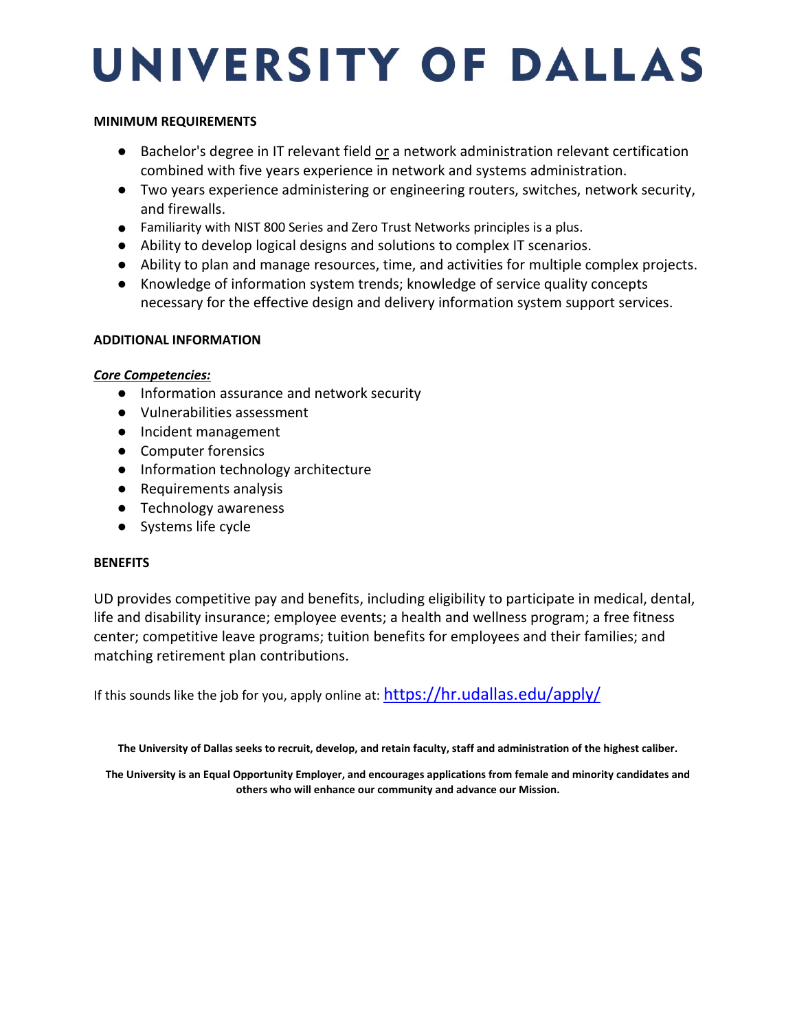# UNIVERSITY OF DALLAS

**MINIMUM REQUIREMENTS**

- Bachelor's degree in IT relevant field <u>or</u> a network administration relevant certification combined with five years experience in network and systems administration.
- Two years experience administering or engineering routers, switches, network security, and firewalls.
- Familiarity with NIST 800 Series and Zero Trust Networks principles is a plus.
- Ability to develop logical designs and solutions to complex IT scenarios.
- Ability to plan and manage resources, time, and activities for multiple complex projects.
- Knowledge of information system trends; knowledge of service quality concepts necessary for the effective design and delivery information system support services.

**ADDITIONAL INFORMATION**

***<u>Core Competencies:</u>***

- Information assurance and network security
- Vulnerabilities assessment
- Incident management
- Computer forensics
- Information technology architecture
- Requirements analysis
- Technology awareness
- Systems life cycle

**BENEFITS**

UD provides competitive pay and benefits, including eligibility to participate in medical, dental, life and disability insurance; employee events; a health and wellness program; a free fitness center; competitive leave programs; tuition benefits for employees and their families; and matching retirement plan contributions.

If this sounds like the job for you, apply online at: https://hr.udallas.edu/apply/

**The University of Dallas seeks to recruit, develop, and retain faculty, staff and administration of the highest caliber.**

**The University is an Equal Opportunity Employer, and encourages applications from female and minority candidates and others who will enhance our community and advance our Mission.**